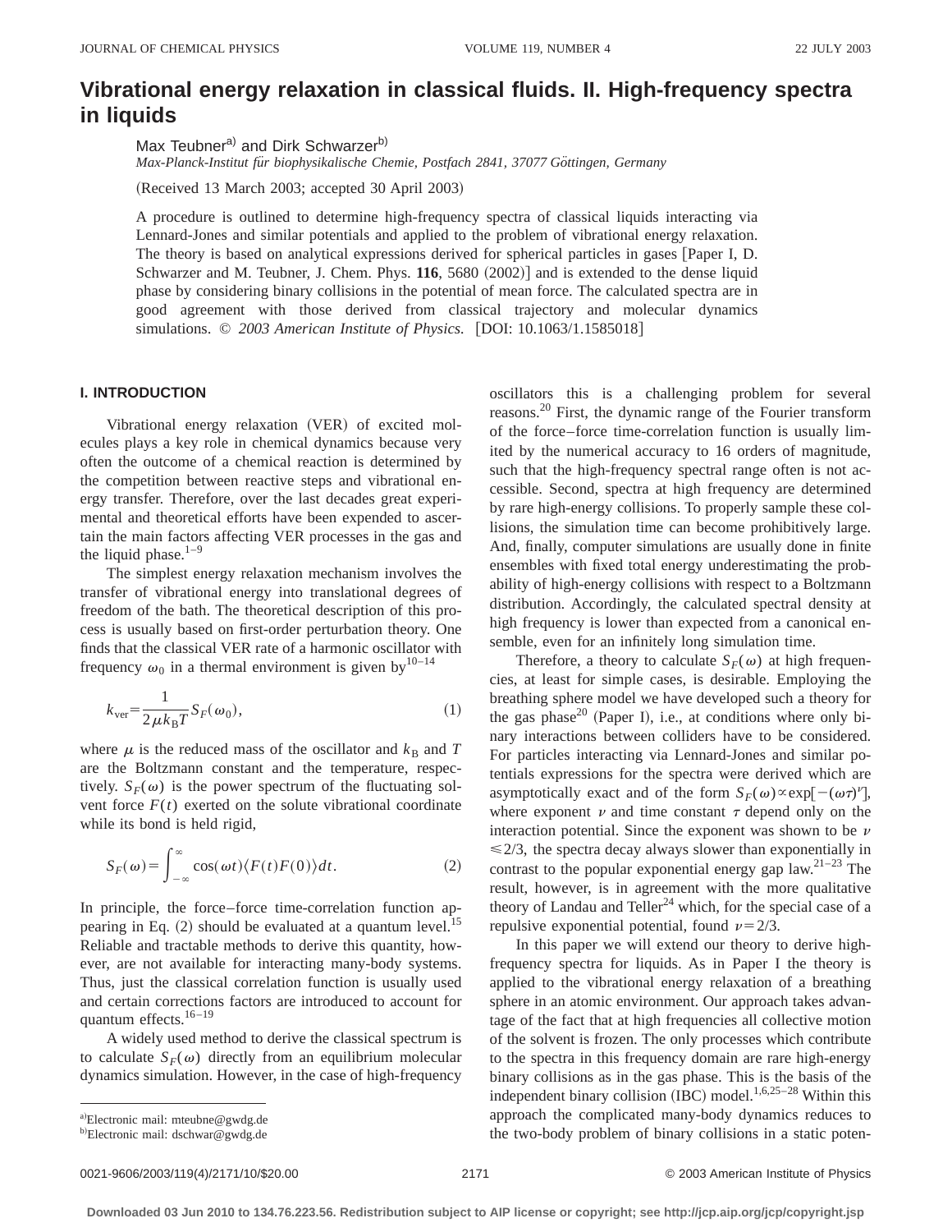# Vibrational energy relaxation in classical fluids. II. High-frequency spectra in liquids

Max Teubner[a] and Dirk Schwarzer[b]

*Max-Planck-Institut für biophysikalische Chemie, Postfach 2841, 37077 Göttingen, Germany*

(Received 13 March 2003; accepted 30 April 2003)

A procedure is outlined to determine high-frequency spectra of classical liquids interacting via Lennard-Jones and similar potentials and applied to the problem of vibrational energy relaxation. The theory is based on analytical expressions derived for spherical particles in gases [Paper I, D. Schwarzer and M. Teubner, J. Chem. Phys. **116**, 5680 (2002)] and is extended to the dense liquid phase by considering binary collisions in the potential of mean force. The calculated spectra are in good agreement with those derived from classical trajectory and molecular dynamics simulations. © *2003 American Institute of Physics.* [DOI: 10.1063/1.1585018]

## I. INTRODUCTION

Vibrational energy relaxation (VER) of excited molecules plays a key role in chemical dynamics because very often the outcome of a chemical reaction is determined by the competition between reactive steps and vibrational energy transfer. Therefore, over the last decades great experimental and theoretical efforts have been expended to ascertain the main factors affecting VER processes in the gas and the liquid phase.[1–9]

The simplest energy relaxation mechanism involves the transfer of vibrational energy into translational degrees of freedom of the bath. The theoretical description of this process is usually based on first-order perturbation theory. One finds that the classical VER rate of a harmonic oscillator with frequency $\omega_0$ in a thermal environment is given by[10–14]

$$k_{\mathrm{ver}}=\frac{1}{2\mu k_{\mathrm{B}}T}S_F(\omega_0), \tag{1}$$

where $\mu$ is the reduced mass of the oscillator and $k_{\mathrm{B}}$ and $T$ are the Boltzmann constant and the temperature, respectively. $S_F(\omega)$ is the power spectrum of the fluctuating solvent force $F(t)$ exerted on the solute vibrational coordinate while its bond is held rigid,

$$S_F(\omega)=\int_{-\infty}^{\infty}\cos(\omega t)\langle F(t)F(0)\rangle dt. \tag{2}$$

In principle, the force–force time-correlation function appearing in Eq. (2) should be evaluated at a quantum level.[15] Reliable and tractable methods to derive this quantity, however, are not available for interacting many-body systems. Thus, just the classical correlation function is usually used and certain corrections factors are introduced to account for quantum effects.[16–19]

A widely used method to derive the classical spectrum is to calculate $S_F(\omega)$ directly from an equilibrium molecular dynamics simulation. However, in the case of high-frequency oscillators this is a challenging problem for several reasons.[20] First, the dynamic range of the Fourier transform of the force–force time-correlation function is usually limited by the numerical accuracy to 16 orders of magnitude, such that the high-frequency spectral range often is not accessible. Second, spectra at high frequency are determined by rare high-energy collisions. To properly sample these collisions, the simulation time can become prohibitively large. And, finally, computer simulations are usually done in finite ensembles with fixed total energy underestimating the probability of high-energy collisions with respect to a Boltzmann distribution. Accordingly, the calculated spectral density at high frequency is lower than expected from a canonical ensemble, even for an infinitely long simulation time.

Therefore, a theory to calculate $S_F(\omega)$ at high frequencies, at least for simple cases, is desirable. Employing the breathing sphere model we have developed such a theory for the gas phase[20] (Paper I), i.e., at conditions where only binary interactions between colliders have to be considered. For particles interacting via Lennard-Jones and similar potentials expressions for the spectra were derived which are asymptotically exact and of the form $S_F(\omega)\propto\exp[-(\omega\tau)^{\nu}]$, where exponent $\nu$ and time constant $\tau$ depend only on the interaction potential. Since the exponent was shown to be $\nu\leqslant 2/3$, the spectra decay always slower than exponentially in contrast to the popular exponential energy gap law.[21–23] The result, however, is in agreement with the more qualitative theory of Landau and Teller[24] which, for the special case of a repulsive exponential potential, found $\nu=2/3$.

In this paper we will extend our theory to derive high-frequency spectra for liquids. As in Paper I the theory is applied to the vibrational energy relaxation of a breathing sphere in an atomic environment. Our approach takes advantage of the fact that at high frequencies all collective motion of the solvent is frozen. The only processes which contribute to the spectra in this frequency domain are rare high-energy binary collisions as in the gas phase. This is the basis of the independent binary collision (IBC) model.[1,6,25–28] Within this approach the complicated many-body dynamics reduces to the two-body problem of binary collisions in a static poten-

[a] Electronic mail: mteubne@gwdg.de

[b] Electronic mail: dschwar@gwdg.de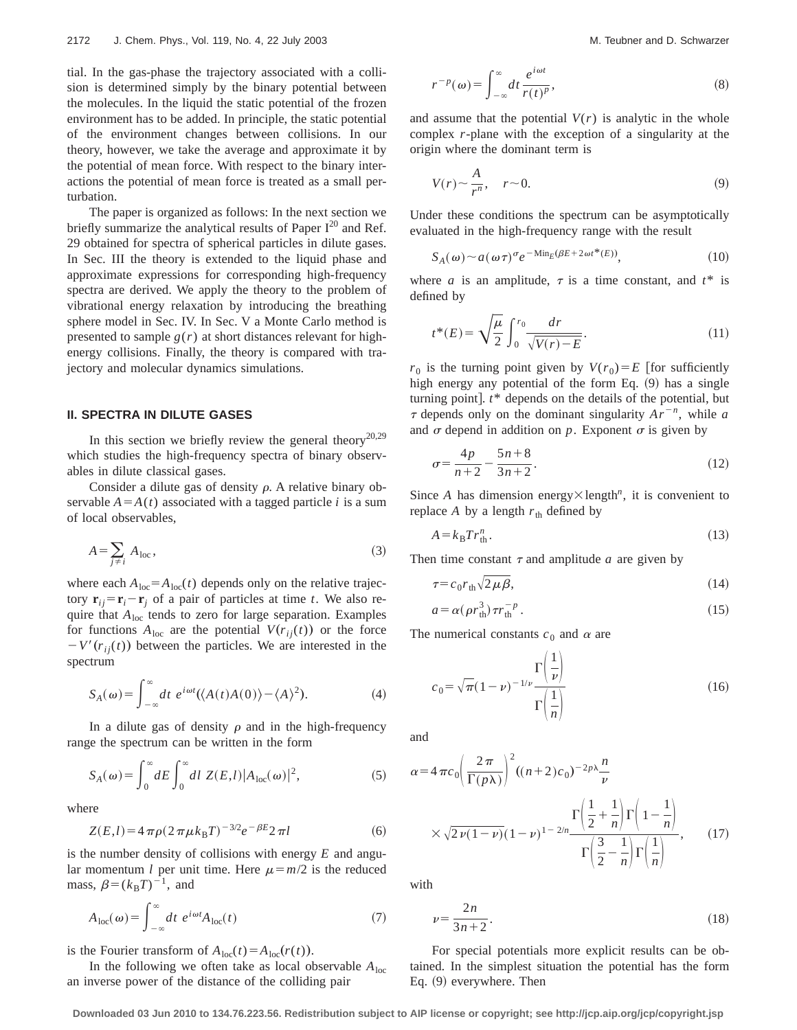tial. In the gas-phase the trajectory associated with a collision is determined simply by the binary potential between the molecules. In the liquid the static potential of the frozen environment has to be added. In principle, the static potential of the environment changes between collisions. In our theory, however, we take the average and approximate it by the potential of mean force. With respect to the binary interactions the potential of mean force is treated as a small perturbation.

The paper is organized as follows: In the next section we briefly summarize the analytical results of Paper I[20] and Ref. 29 obtained for spectra of spherical particles in dilute gases. In Sec. III the theory is extended to the liquid phase and approximate expressions for corresponding high-frequency spectra are derived. We apply the theory to the problem of vibrational energy relaxation by introducing the breathing sphere model in Sec. IV. In Sec. V a Monte Carlo method is presented to sample $g(r)$ at short distances relevant for high-energy collisions. Finally, the theory is compared with trajectory and molecular dynamics simulations.

## II. SPECTRA IN DILUTE GASES

In this section we briefly review the general theory[20,29] which studies the high-frequency spectra of binary observables in dilute classical gases.

Consider a dilute gas of density $\rho$. A relative binary observable $A=A(t)$ associated with a tagged particle $i$ is a sum of local observables,

$$A=\sum_{j\neq i} A_{\mathrm{loc}}, \tag{3}$$

where each $A_{\mathrm{loc}}=A_{\mathrm{loc}}(t)$ depends only on the relative trajectory $\mathbf{r}_{ij}=\mathbf{r}_i-\mathbf{r}_j$ of a pair of particles at time $t$. We also require that $A_{\mathrm{loc}}$ tends to zero for large separation. Examples for functions $A_{\mathrm{loc}}$ are the potential $V(r_{ij}(t))$ or the force $-V'(r_{ij}(t))$ between the particles. We are interested in the spectrum

$$S_A(\omega)=\int_{-\infty}^{\infty} dt\; e^{i\omega t}(\langle A(t)A(0)\rangle-\langle A\rangle^2). \tag{4}$$

In a dilute gas of density $\rho$ and in the high-frequency range the spectrum can be written in the form

$$S_A(\omega)=\int_0^{\infty} dE \int_0^{\infty} dl\; Z(E,l)|A_{\mathrm{loc}}(\omega)|^2, \tag{5}$$

where

$$Z(E,l)=4\pi\rho(2\pi\mu k_{\mathrm{B}}T)^{-3/2}e^{-\beta E}2\pi l \tag{6}$$

is the number density of collisions with energy $E$ and angular momentum $l$ per unit time. Here $\mu=m/2$ is the reduced mass, $\beta=(k_{\mathrm{B}}T)^{-1}$, and

$$A_{\mathrm{loc}}(\omega)=\int_{-\infty}^{\infty} dt\; e^{i\omega t}A_{\mathrm{loc}}(t) \tag{7}$$

is the Fourier transform of $A_{\mathrm{loc}}(t)=A_{\mathrm{loc}}(r(t))$.

In the following we often take as local observable $A_{\mathrm{loc}}$ an inverse power of the distance of the colliding pair

$$r^{-p}(\omega)=\int_{-\infty}^{\infty} dt \frac{e^{i\omega t}}{r(t)^p}, \tag{8}$$

and assume that the potential $V(r)$ is analytic in the whole complex $r$-plane with the exception of a singularity at the origin where the dominant term is

$$V(r)\sim \frac{A}{r^n}, \quad r\sim 0. \tag{9}$$

Under these conditions the spectrum can be asymptotically evaluated in the high-frequency range with the result

$$S_A(\omega)\sim a(\omega\tau)^{\sigma}e^{-\mathrm{Min}_E(\beta E+2\omega t^*(E))}, \tag{10}$$

where $a$ is an amplitude, $\tau$ is a time constant, and $t^*$ is defined by

$$t^*(E)=\sqrt{\frac{\mu}{2}}\int_0^{r_0}\frac{dr}{\sqrt{V(r)-E}}. \tag{11}$$

$r_0$ is the turning point given by $V(r_0)=E$ [for sufficiently high energy any potential of the form Eq. (9) has a single turning point]. $t^*$ depends on the details of the potential, but $\tau$ depends only on the dominant singularity $Ar^{-n}$, while $a$ and $\sigma$ depend in addition on $p$. Exponent $\sigma$ is given by

$$\sigma=\frac{4p}{n+2}-\frac{5n+8}{3n+2}. \tag{12}$$

Since $A$ has dimension energy×length$^n$, it is convenient to replace $A$ by a length $r_{\mathrm{th}}$ defined by

$$A=k_{\mathrm{B}}Tr_{\mathrm{th}}^n. \tag{13}$$

Then time constant $\tau$ and amplitude $a$ are given by

$$\tau=c_0 r_{\mathrm{th}}\sqrt{2\mu\beta}, \tag{14}$$

$$a=\alpha(\rho r_{\mathrm{th}}^3)\tau r_{\mathrm{th}}^{-p}. \tag{15}$$

The numerical constants $c_0$ and $\alpha$ are

$$c_0=\sqrt{\pi}(1-\nu)^{-1/\nu}\frac{\Gamma\left(\frac{1}{\nu}\right)}{\Gamma\left(\frac{1}{n}\right)} \tag{16}$$

and

$$\alpha=4\pi c_0\left(\frac{2\pi}{\Gamma(p\lambda)}\right)^2((n+2)c_0)^{-2p\lambda}\frac{n}{\nu} \times\sqrt{2\nu(1-\nu)}(1-\nu)^{1-2/n}\frac{\Gamma\left(\frac{1}{2}+\frac{1}{n}\right)\Gamma\left(1-\frac{1}{n}\right)}{\Gamma\left(\frac{3}{2}-\frac{1}{n}\right)\Gamma\left(\frac{1}{n}\right)}, \tag{17}$$

with

$$\nu=\frac{2n}{3n+2}. \tag{18}$$

For special potentials more explicit results can be obtained. In the simplest situation the potential has the form Eq. (9) everywhere. Then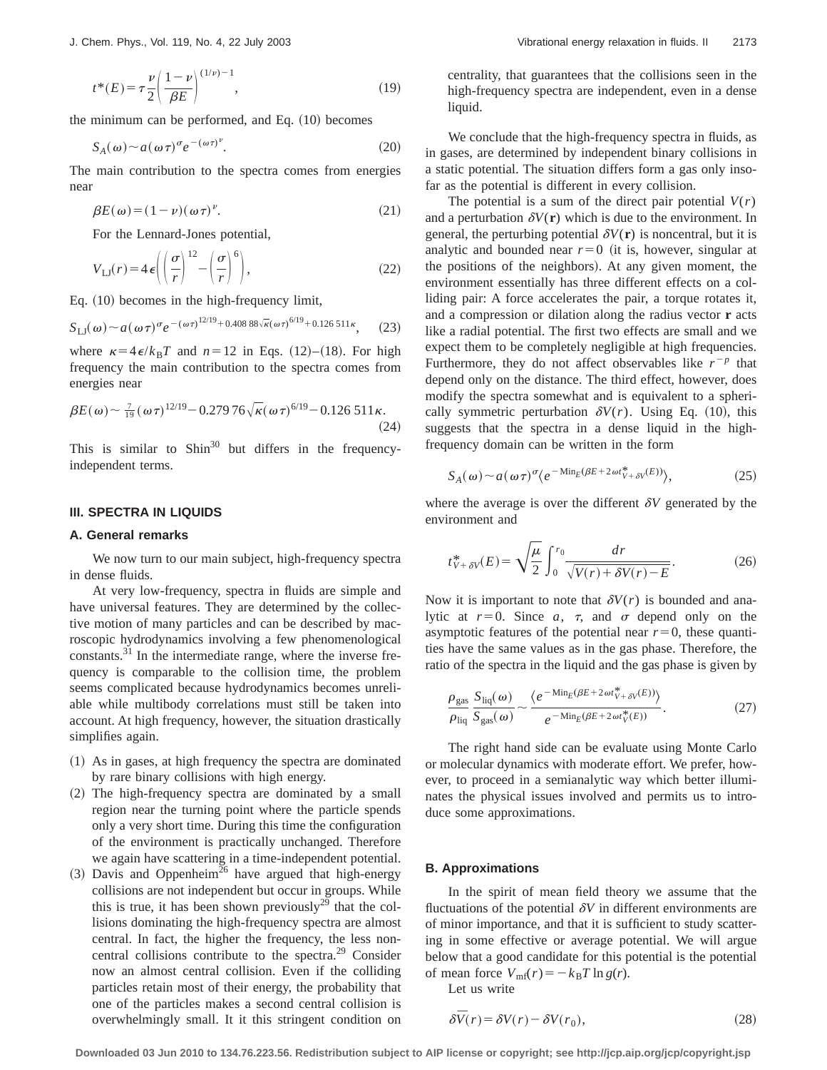$$t^*(E) = \tau \frac{\nu}{2} \left( \frac{1-\nu}{\beta E} \right)^{(1/\nu)-1}, \tag{19}$$

the minimum can be performed, and Eq. (10) becomes

$$S_A(\omega) \sim a(\omega\tau)^\sigma e^{-(\omega\tau)^\nu}. \tag{20}$$

The main contribution to the spectra comes from energies near

$$\beta E(\omega) = (1-\nu)(\omega\tau)^\nu. \tag{21}$$

For the Lennard-Jones potential,

$$V_{\rm LJ}(r) = 4\epsilon \left( \left(\frac{\sigma}{r}\right)^{12} - \left(\frac{\sigma}{r}\right)^{6} \right), \tag{22}$$

Eq. (10) becomes in the high-frequency limit,

$$S_{\rm LJ}(\omega) \sim a(\omega\tau)^\sigma e^{-(\omega\tau)^{12/19} + 0.408\,88\sqrt{\kappa}(\omega\tau)^{6/19} + 0.126\,511\kappa}, \tag{23}$$

where $\kappa = 4\epsilon/k_{\rm B}T$ and $n=12$ in Eqs. (12)–(18). For high frequency the main contribution to the spectra comes from energies near

$$\beta E(\omega) \sim \tfrac{7}{19}(\omega\tau)^{12/19} - 0.279\,76\sqrt{\kappa}(\omega\tau)^{6/19} - 0.126\,511\kappa. \tag{24}$$

This is similar to Shin[30] but differs in the frequency-independent terms.

## III. SPECTRA IN LIQUIDS

### A. General remarks

We now turn to our main subject, high-frequency spectra in dense fluids.

At very low-frequency, spectra in fluids are simple and have universal features. They are determined by the collective motion of many particles and can be described by macroscopic hydrodynamics involving a few phenomenological constants.[31] In the intermediate range, where the inverse frequency is comparable to the collision time, the problem seems complicated because hydrodynamics becomes unreliable while multibody correlations must still be taken into account. At high frequency, however, the situation drastically simplifies again.

(1) As in gases, at high frequency the spectra are dominated by rare binary collisions with high energy.

(2) The high-frequency spectra are dominated by a small region near the turning point where the particle spends only a very short time. During this time the configuration of the environment is practically unchanged. Therefore we again have scattering in a time-independent potential.

(3) Davis and Oppenheim[26] have argued that high-energy collisions are not independent but occur in groups. While this is true, it has been shown previously[29] that the collisions dominating the high-frequency spectra are almost central. In fact, the higher the frequency, the less noncentral collisions contribute to the spectra.[29] Consider now an almost central collision. Even if the colliding particles retain most of their energy, the probability that one of the particles makes a second central collision is overwhelmingly small. It it this stringent condition on centrality, that guarantees that the collisions seen in the high-frequency spectra are independent, even in a dense liquid.

We conclude that the high-frequency spectra in fluids, as in gases, are determined by independent binary collisions in a static potential. The situation differs form a gas only insofar as the potential is different in every collision.

The potential is a sum of the direct pair potential $V(r)$ and a perturbation $\delta V(\mathbf{r})$ which is due to the environment. In general, the perturbing potential $\delta V(\mathbf{r})$ is noncentral, but it is analytic and bounded near $r=0$ (it is, however, singular at the positions of the neighbors). At any given moment, the environment essentially has three different effects on a colliding pair: A force accelerates the pair, a torque rotates it, and a compression or dilation along the radius vector $\mathbf{r}$ acts like a radial potential. The first two effects are small and we expect them to be completely negligible at high frequencies. Furthermore, they do not affect observables like $r^{-p}$ that depend only on the distance. The third effect, however, does modify the spectra somewhat and is equivalent to a spherically symmetric perturbation $\delta V(r)$. Using Eq. (10), this suggests that the spectra in a dense liquid in the high-frequency domain can be written in the form

$$S_A(\omega) \sim a(\omega\tau)^\sigma \langle e^{-{\rm Min}_E(\beta E + 2\omega t^*_{V+\delta V}(E))} \rangle, \tag{25}$$

where the average is over the different $\delta V$ generated by the environment and

$$t^*_{V+\delta V}(E) = \sqrt{\frac{\mu}{2}} \int_0^{r_0} \frac{dr}{\sqrt{V(r)+\delta V(r) - E}}. \tag{26}$$

Now it is important to note that $\delta V(r)$ is bounded and analytic at $r=0$. Since $a$, $\tau$, and $\sigma$ depend only on the asymptotic features of the potential near $r=0$, these quantities have the same values as in the gas phase. Therefore, the ratio of the spectra in the liquid and the gas phase is given by

$$\frac{\rho_{\rm gas}}{\rho_{\rm liq}} \frac{S_{\rm liq}(\omega)}{S_{\rm gas}(\omega)} \sim \frac{\langle e^{-{\rm Min}_E(\beta E + 2\omega t^*_{V+\delta V}(E))} \rangle}{e^{-{\rm Min}_E(\beta E + 2\omega t^*_V(E))}}. \tag{27}$$

The right hand side can be evaluate using Monte Carlo or molecular dynamics with moderate effort. We prefer, however, to proceed in a semianalytic way which better illuminates the physical issues involved and permits us to introduce some approximations.

### B. Approximations

In the spirit of mean field theory we assume that the fluctuations of the potential $\delta V$ in different environments are of minor importance, and that it is sufficient to study scattering in some effective or average potential. We will argue below that a good candidate for this potential is the potential of mean force $V_{\rm mf}(r) = -k_{\rm B}T \ln g(r)$.

Let us write

$$\overline{\delta V}(r) = \delta V(r) - \delta V(r_0), \tag{28}$$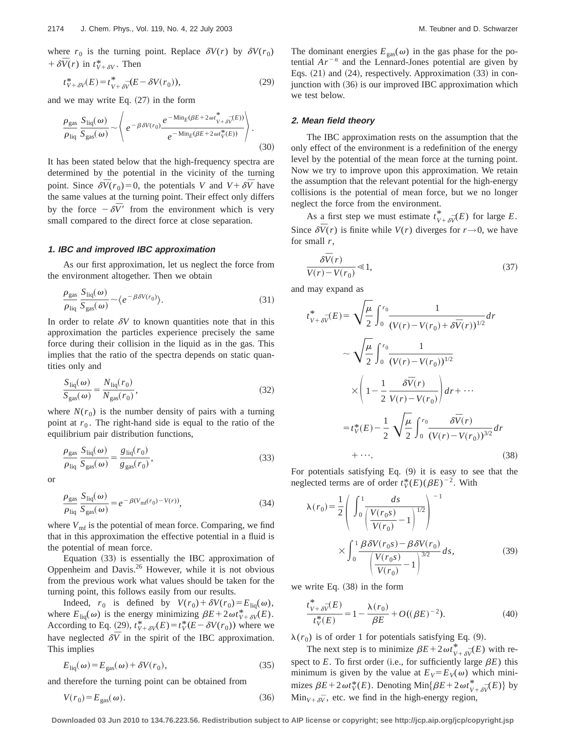where $r_0$ is the turning point. Replace $\delta V(r)$ by $\delta V(r_0) + \delta\bar{V}(r)$ in $t^*_{V+\delta V}$. Then

$$t^*_{V+\delta V}(E) = t^*_{V+\delta\bar{V}}(E - \delta V(r_0)), \tag{29}$$

and we may write Eq. (27) in the form

$$\frac{\rho_{\rm gas}}{\rho_{\rm liq}} \frac{S_{\rm liq}(\omega)}{S_{\rm gas}(\omega)} \sim \left\langle e^{-\beta\delta V(r_0)} \frac{e^{-{\rm Min}_E(\beta E + 2\omega t^*_{V+\delta\bar{V}}(E))}}{e^{-{\rm Min}_E(\beta E + 2\omega t^*_V(E))}} \right\rangle. \tag{30}$$

It has been stated below that the high-frequency spectra are determined by the potential in the vicinity of the turning point. Since $\delta\bar{V}(r_0) = 0$, the potentials $V$ and $V + \delta\bar{V}$ have the same values at the turning point. Their effect only differs by the force $-\delta\bar{V}'$ from the environment which is very small compared to the direct force at close separation.

#### 1. IBC and improved IBC approximation

As our first approximation, let us neglect the force from the environment altogether. Then we obtain

$$\frac{\rho_{\rm gas}}{\rho_{\rm liq}} \frac{S_{\rm liq}(\omega)}{S_{\rm gas}(\omega)} \sim \langle e^{-\beta\delta V(r_0)} \rangle. \tag{31}$$

In order to relate $\delta V$ to known quantities note that in this approximation the particles experience precisely the same force during their collision in the liquid as in the gas. This implies that the ratio of the spectra depends on static quantities only and

$$\frac{S_{\rm liq}(\omega)}{S_{\rm gas}(\omega)} = \frac{N_{\rm liq}(r_0)}{N_{\rm gas}(r_0)}, \tag{32}$$

where $N(r_0)$ is the number density of pairs with a turning point at $r_0$. The right-hand side is equal to the ratio of the equilibrium pair distribution functions,

$$\frac{\rho_{\rm gas}}{\rho_{\rm liq}} \frac{S_{\rm liq}(\omega)}{S_{\rm gas}(\omega)} = \frac{g_{\rm liq}(r_0)}{g_{\rm gas}(r_0)}, \tag{33}$$

or

$$\frac{\rho_{\rm gas}}{\rho_{\rm liq}} \frac{S_{\rm liq}(\omega)}{S_{\rm gas}(\omega)} = e^{-\beta(V_{\rm mf}(r_0) - V(r))}, \tag{34}$$

where $V_{\rm mf}$ is the potential of mean force. Comparing, we find that in this approximation the effective potential in a fluid is the potential of mean force.

Equation (33) is essentially the IBC approximation of Oppenheim and Davis.[26] However, while it is not obvious from the previous work what values should be taken for the turning point, this follows easily from our results.

Indeed, $r_0$ is defined by $V(r_0) + \delta V(r_0) = E_{\rm liq}(\omega)$, where $E_{\rm liq}(\omega)$ is the energy minimizing $\beta E + 2\omega t^*_{V+\delta V}(E)$. According to Eq. (29), $t^*_{V+\delta V}(E) = t^*_V(E - \delta V(r_0))$ where we have neglected $\delta\bar{V}$ in the spirit of the IBC approximation. This implies

$$E_{\rm liq}(\omega) = E_{\rm gas}(\omega) + \delta V(r_0), \tag{35}$$

and therefore the turning point can be obtained from

$$V(r_0) = E_{\rm gas}(\omega). \tag{36}$$

The dominant energies $E_{\rm gas}(\omega)$ in the gas phase for the potential $Ar^{-n}$ and the Lennard-Jones potential are given by Eqs. (21) and (24), respectively. Approximation (33) in conjunction with (36) is our improved IBC approximation which we test below.

#### 2. Mean field theory

The IBC approximation rests on the assumption that the only effect of the environment is a redefinition of the energy level by the potential of the mean force at the turning point. Now we try to improve upon this approximation. We retain the assumption that the relevant potential for the high-energy collisions is the potential of mean force, but we no longer neglect the force from the environment.

As a first step we must estimate $t^*_{V+\delta\bar{V}}(E)$ for large $E$. Since $\delta\bar{V}(r)$ is finite while $V(r)$ diverges for $r \to 0$, we have for small $r$,

$$\frac{\delta\bar{V}(r)}{V(r) - V(r_0)} \ll 1, \tag{37}$$

and may expand as

$$\begin{aligned} t^*_{V+\delta\bar{V}}(E) &= \sqrt{\frac{\mu}{2}} \int_0^{r_0} \frac{1}{(V(r) - V(r_0) + \delta\bar{V}(r))^{1/2}} dr \\ &\sim \sqrt{\frac{\mu}{2}} \int_0^{r_0} \frac{1}{(V(r) - V(r_0))^{1/2}} \\ &\quad \times \left(1 - \frac{1}{2} \frac{\delta\bar{V}(r)}{V(r) - V(r_0)}\right) dr + \cdots \\ &= t^*_V(E) - \frac{1}{2} \sqrt{\frac{\mu}{2}} \int_0^{r_0} \frac{\delta\bar{V}(r)}{(V(r) - V(r_0))^{3/2}} dr \\ &\quad + \cdots. \end{aligned} \tag{38}$$

For potentials satisfying Eq. (9) it is easy to see that the neglected terms are of order $t^*_V(E)(\beta E)^{-2}$. With

$$\lambda(r_0) = \frac{1}{2} \left( \int_0^1 \frac{ds}{\left(\frac{V(r_0 s)}{V(r_0)} - 1\right)^{1/2}} \right)^{-1} \times \int_0^1 \frac{\beta\delta V(r_0 s) - \beta\delta V(r_0)}{\left(\frac{V(r_0 s)}{V(r_0)} - 1\right)^{3/2}} ds, \tag{39}$$

we write Eq. (38) in the form

$$\frac{t^*_{V+\delta\bar{V}}(E)}{t^*_V(E)} = 1 - \frac{\lambda(r_0)}{\beta E} + O((\beta E)^{-2}). \tag{40}$$

$\lambda(r_0)$ is of order 1 for potentials satisfying Eq. (9).

The next step is to minimize $\beta E + 2\omega t^*_{V+\delta\bar{V}}(E)$ with respect to $E$. To first order (i.e., for sufficiently large $\beta E$) this minimum is given by the value at $E_V = E_V(\omega)$ which minimizes $\beta E + 2\omega t^*_V(E)$. Denoting ${\rm Min}\{\beta E + 2\omega t^*_{V+\delta\bar{V}}(E)\}$ by ${\rm Min}_{V+\delta\bar{V}}$, etc. we find in the high-energy region,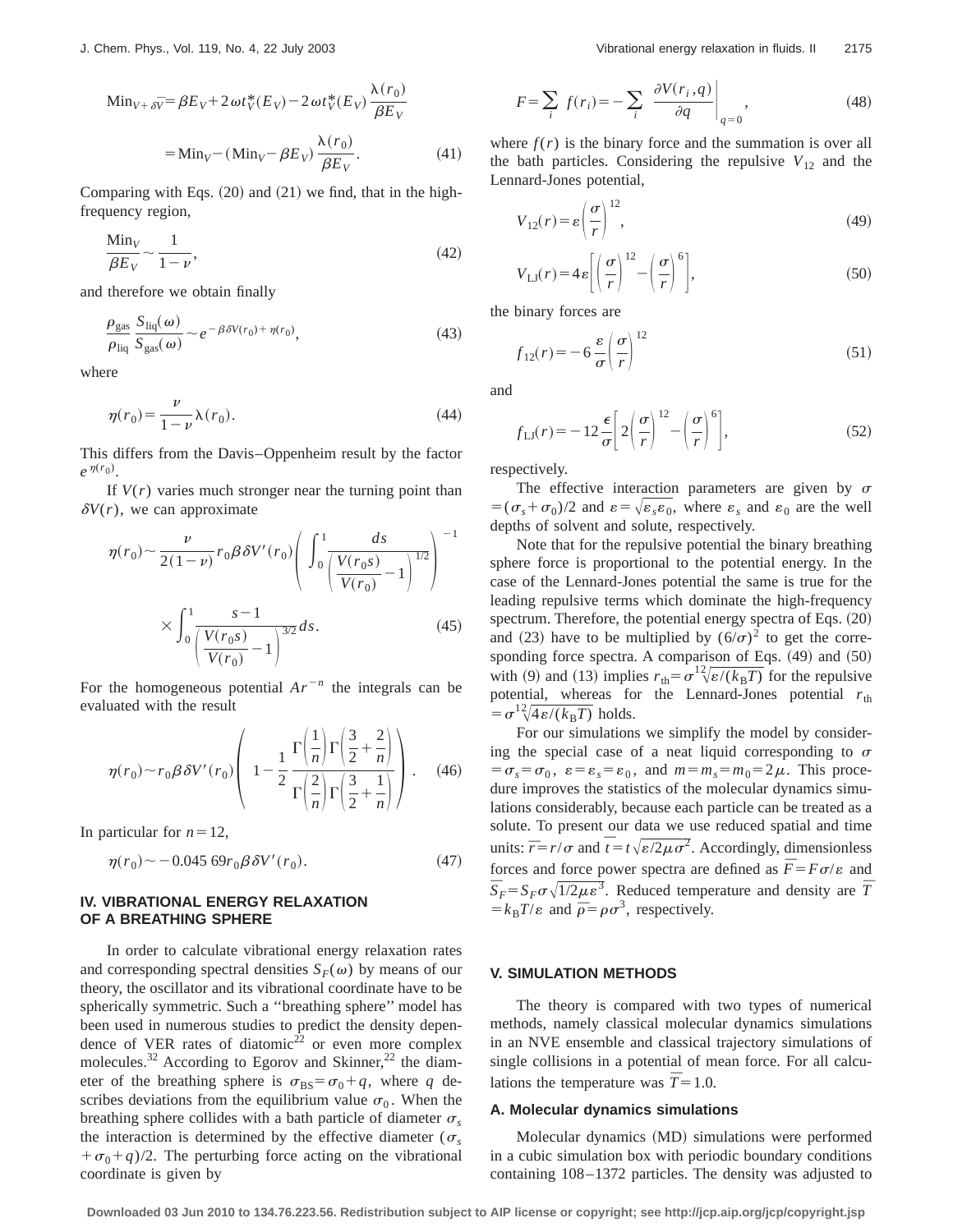$$\mathrm{Min}_{V+\overline{\delta V}} = \beta E_V + 2\omega t_V^*(E_V) - 2\omega t_V^*(E_V)\frac{\lambda(r_0)}{\beta E_V}$$

$$= \mathrm{Min}_V - (\mathrm{Min}_V - \beta E_V)\frac{\lambda(r_0)}{\beta E_V}. \quad (41)$$

Comparing with Eqs. (20) and (21) we find, that in the high-frequency region,

$$\frac{\mathrm{Min}_V}{\beta E_V} \sim \frac{1}{1-\nu}, \quad (42)$$

and therefore we obtain finally

$$\frac{\rho_{\mathrm{gas}}}{\rho_{\mathrm{liq}}}\frac{S_{\mathrm{liq}}(\omega)}{S_{\mathrm{gas}}(\omega)} \sim e^{-\beta\delta V(r_0) + \eta(r_0)}, \quad (43)$$

where

$$\eta(r_0) = \frac{\nu}{1-\nu}\lambda(r_0). \quad (44)$$

This differs from the Davis–Oppenheim result by the factor $e^{\eta(r_0)}$.

If $V(r)$ varies much stronger near the turning point than $\delta V(r)$, we can approximate

$$\eta(r_0) \sim \frac{\nu}{2(1-\nu)} r_0 \beta \delta V'(r_0) \left( \int_0^1 \frac{ds}{\left(\frac{V(r_0 s)}{V(r_0)} - 1\right)^{1/2}} \right)^{-1} \times \int_0^1 \frac{s-1}{\left(\frac{V(r_0 s)}{V(r_0)} - 1\right)^{3/2}} ds. \quad (45)$$

For the homogeneous potential $Ar^{-n}$ the integrals can be evaluated with the result

$$\eta(r_0) \sim r_0 \beta \delta V'(r_0) \left( 1 - \frac{1}{2} \frac{\Gamma\left(\frac{1}{n}\right)\Gamma\left(\frac{3}{2}+\frac{2}{n}\right)}{\Gamma\left(\frac{2}{n}\right)\Gamma\left(\frac{3}{2}+\frac{1}{n}\right)} \right). \quad (46)$$

In particular for $n=12$,

$$\eta(r_0) \sim -0.045\,69 r_0 \beta \delta V'(r_0). \quad (47)$$

## IV. VIBRATIONAL ENERGY RELAXATION OF A BREATHING SPHERE

In order to calculate vibrational energy relaxation rates and corresponding spectral densities $S_F(\omega)$ by means of our theory, the oscillator and its vibrational coordinate have to be spherically symmetric. Such a "breathing sphere" model has been used in numerous studies to predict the density dependence of VER rates of diatomic[22] or even more complex molecules.[32] According to Egorov and Skinner,[22] the diameter of the breathing sphere is $\sigma_{\mathrm{BS}} = \sigma_0 + q$, where $q$ describes deviations from the equilibrium value $\sigma_0$. When the breathing sphere collides with a bath particle of diameter $\sigma_s$ the interaction is determined by the effective diameter $(\sigma_s + \sigma_0 + q)/2$. The perturbing force acting on the vibrational coordinate is given by

$$F = \sum_i f(r_i) = -\sum_i \left.\frac{\partial V(r_i, q)}{\partial q}\right|_{q=0}, \quad (48)$$

where $f(r)$ is the binary force and the summation is over all the bath particles. Considering the repulsive $V_{12}$ and the Lennard-Jones potential,

$$V_{12}(r) = \varepsilon \left(\frac{\sigma}{r}\right)^{12}, \quad (49)$$

$$V_{\mathrm{LJ}}(r) = 4\varepsilon\left[\left(\frac{\sigma}{r}\right)^{12} - \left(\frac{\sigma}{r}\right)^{6}\right], \quad (50)$$

the binary forces are

$$f_{12}(r) = -6\frac{\varepsilon}{\sigma}\left(\frac{\sigma}{r}\right)^{12} \quad (51)$$

and

$$f_{\mathrm{LJ}}(r) = -12\frac{\epsilon}{\sigma}\left[2\left(\frac{\sigma}{r}\right)^{12} - \left(\frac{\sigma}{r}\right)^{6}\right], \quad (52)$$

respectively.

The effective interaction parameters are given by $\sigma = (\sigma_s + \sigma_0)/2$ and $\varepsilon = \sqrt{\varepsilon_s \varepsilon_0}$, where $\varepsilon_s$ and $\varepsilon_0$ are the well depths of solvent and solute, respectively.

Note that for the repulsive potential the binary breathing sphere force is proportional to the potential energy. In the case of the Lennard-Jones potential the same is true for the leading repulsive terms which dominate the high-frequency spectrum. Therefore, the potential energy spectra of Eqs. (20) and (23) have to be multiplied by $(6/\sigma)^2$ to get the corresponding force spectra. A comparison of Eqs. (49) and (50) with (9) and (13) implies $r_{\mathrm{th}} = \sigma \sqrt[12]{\varepsilon/(k_B T)}$ for the repulsive potential, whereas for the Lennard-Jones potential $r_{\mathrm{th}} = \sigma \sqrt[12]{4\varepsilon/(k_B T)}$ holds.

For our simulations we simplify the model by considering the special case of a neat liquid corresponding to $\sigma = \sigma_s = \sigma_0$, $\varepsilon = \varepsilon_s = \varepsilon_0$, and $m = m_s = m_0 = 2\mu$. This procedure improves the statistics of the molecular dynamics simulations considerably, because each particle can be treated as a solute. To present our data we use reduced spatial and time units: $\overline{r} = r/\sigma$ and $\overline{t} = t\sqrt{\varepsilon/2\mu\sigma^2}$. Accordingly, dimensionless forces and force power spectra are defined as $\overline{F} = F\sigma/\varepsilon$ and $\overline{S_F} = S_F \sigma \sqrt{1/2\mu\varepsilon^3}$. Reduced temperature and density are $\overline{T} = k_B T/\varepsilon$ and $\overline{\rho} = \rho\sigma^3$, respectively.

## V. SIMULATION METHODS

The theory is compared with two types of numerical methods, namely classical molecular dynamics simulations in an NVE ensemble and classical trajectory simulations of single collisions in a potential of mean force. For all calculations the temperature was $\overline{T} = 1.0$.

### A. Molecular dynamics simulations

Molecular dynamics (MD) simulations were performed in a cubic simulation box with periodic boundary conditions containing 108–1372 particles. The density was adjusted to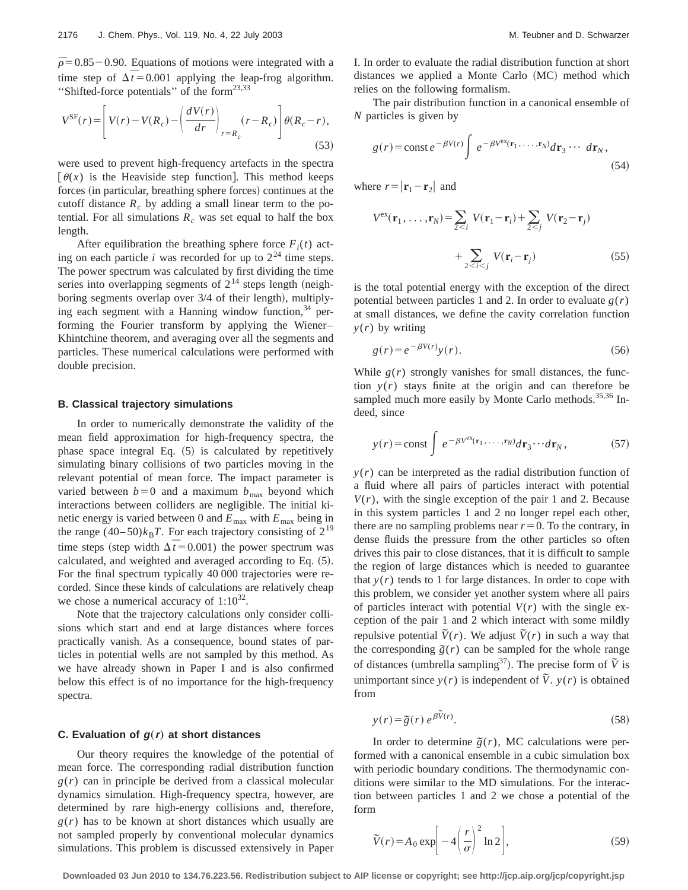$\bar{\rho}=0.85-0.90$. Equations of motions were integrated with a time step of $\Delta\bar{t}=0.001$ applying the leap-frog algorithm. "Shifted-force potentials" of the form[23,33]

$$V^{\mathrm{SF}}(r)=\left[V(r)-V(R_c)-\left(\frac{dV(r)}{dr}\right)_{r=R_c}(r-R_c)\right]\theta(R_c-r),\tag{53}$$

were used to prevent high-frequency artefacts in the spectra [$\theta(x)$ is the Heaviside step function]. This method keeps forces (in particular, breathing sphere forces) continues at the cutoff distance $R_c$ by adding a small linear term to the potential. For all simulations $R_c$ was set equal to half the box length.

After equilibration the breathing sphere force $F_i(t)$ acting on each particle $i$ was recorded for up to $2^{24}$ time steps. The power spectrum was calculated by first dividing the time series into overlapping segments of $2^{14}$ steps length (neighboring segments overlap over 3/4 of their length), multiplying each segment with a Hanning window function,[34] performing the Fourier transform by applying the Wiener–Khintchine theorem, and averaging over all the segments and particles. These numerical calculations were performed with double precision.

### B. Classical trajectory simulations

In order to numerically demonstrate the validity of the mean field approximation for high-frequency spectra, the phase space integral Eq. (5) is calculated by repetitively simulating binary collisions of two particles moving in the relevant potential of mean force. The impact parameter is varied between $b=0$ and a maximum $b_{\max}$ beyond which interactions between colliders are negligible. The initial kinetic energy is varied between 0 and $E_{\max}$ with $E_{\max}$ being in the range $(40-50)k_{\mathrm{B}}T$. For each trajectory consisting of $2^{19}$ time steps (step width $\Delta\bar{t}=0.001$) the power spectrum was calculated, and weighted and averaged according to Eq. (5). For the final spectrum typically 40 000 trajectories were recorded. Since these kinds of calculations are relatively cheap we chose a numerical accuracy of $1{:}10^{32}$.

Note that the trajectory calculations only consider collisions which start and end at large distances where forces practically vanish. As a consequence, bound states of particles in potential wells are not sampled by this method. As we have already shown in Paper I and is also confirmed below this effect is of no importance for the high-frequency spectra.

### C. Evaluation of $g(r)$ at short distances

Our theory requires the knowledge of the potential of mean force. The corresponding radial distribution function $g(r)$ can in principle be derived from a classical molecular dynamics simulation. High-frequency spectra, however, are determined by rare high-energy collisions and, therefore, $g(r)$ has to be known at short distances which usually are not sampled properly by conventional molecular dynamics simulations. This problem is discussed extensively in Paper I. In order to evaluate the radial distribution function at short distances we applied a Monte Carlo (MC) method which relies on the following formalism.

The pair distribution function in a canonical ensemble of $N$ particles is given by

$$g(r)=\mathrm{const}\,e^{-\beta V(r)}\int e^{-\beta V^{\mathrm{ex}}(\mathbf{r}_1,\ldots,\mathbf{r}_N)}d\mathbf{r}_3\cdots d\mathbf{r}_N,\tag{54}$$

where $r=|\mathbf{r}_1-\mathbf{r}_2|$ and

$$V^{\mathrm{ex}}(\mathbf{r}_1,\ldots,\mathbf{r}_N)=\sum_{2<i}V(\mathbf{r}_1-\mathbf{r}_i)+\sum_{2<j}V(\mathbf{r}_2-\mathbf{r}_j)+\sum_{2<i<j}V(\mathbf{r}_i-\mathbf{r}_j)\tag{55}$$

is the total potential energy with the exception of the direct potential between particles 1 and 2. In order to evaluate $g(r)$ at small distances, we define the cavity correlation function $y(r)$ by writing

$$g(r)=e^{-\beta V(r)}y(r).\tag{56}$$

While $g(r)$ strongly vanishes for small distances, the function $y(r)$ stays finite at the origin and can therefore be sampled much more easily by Monte Carlo methods.[35,36] Indeed, since

$$y(r)=\mathrm{const}\int e^{-\beta V^{\mathrm{ex}}(\mathbf{r}_1,\ldots,\mathbf{r}_N)}d\mathbf{r}_3\cdots d\mathbf{r}_N,\tag{57}$$

$y(r)$ can be interpreted as the radial distribution function of a fluid where all pairs of particles interact with potential $V(r)$, with the single exception of the pair 1 and 2. Because in this system particles 1 and 2 no longer repel each other, there are no sampling problems near $r=0$. To the contrary, in dense fluids the pressure from the other particles so often drives this pair to close distances, that it is difficult to sample the region of large distances which is needed to guarantee that $y(r)$ tends to 1 for large distances. In order to cope with this problem, we consider yet another system where all pairs of particles interact with potential $V(r)$ with the single exception of the pair 1 and 2 which interact with some mildly repulsive potential $\tilde{V}(r)$. We adjust $\tilde{V}(r)$ in such a way that the corresponding $\tilde{g}(r)$ can be sampled for the whole range of distances (umbrella sampling[37]). The precise form of $\tilde{V}$ is unimportant since $y(r)$ is independent of $\tilde{V}$. $y(r)$ is obtained from

$$y(r)=\tilde{g}(r)\,e^{\beta\tilde{V}(r)}.\tag{58}$$

In order to determine $\tilde{g}(r)$, MC calculations were performed with a canonical ensemble in a cubic simulation box with periodic boundary conditions. The thermodynamic conditions were similar to the MD simulations. For the interaction between particles 1 and 2 we chose a potential of the form

$$\tilde{V}(r)=A_0\exp\left[-4\left(\frac{r}{\sigma}\right)^2\ln 2\right],\tag{59}$$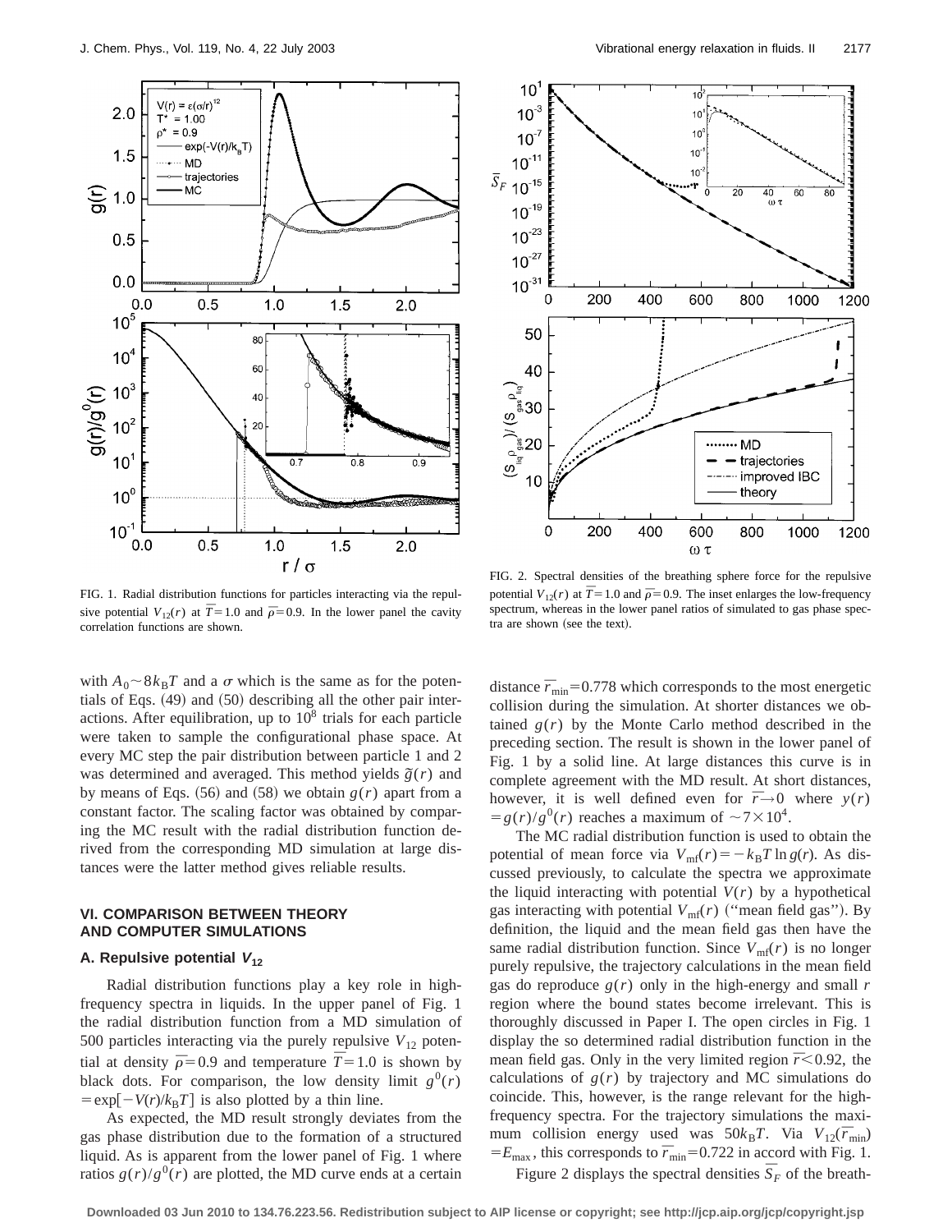FIG. 1. Radial distribution functions for particles interacting via the repulsive potential $V_{12}(r)$ at $\overline{T}=1.0$ and $\overline{\rho}=0.9$. In the lower panel the cavity correlation functions are shown.

FIG. 2. Spectral densities of the breathing sphere force for the repulsive potential $V_{12}(r)$ at $\overline{T}=1.0$ and $\overline{\rho}=0.9$. The inset enlarges the low-frequency spectrum, whereas in the lower panel ratios of simulated to gas phase spectra are shown (see the text).

with $A_0 \sim 8k_BT$ and a $\sigma$ which is the same as for the potentials of Eqs. (49) and (50) describing all the other pair interactions. After equilibration, up to $10^8$ trials for each particle were taken to sample the configurational phase space. At every MC step the pair distribution between particle 1 and 2 was determined and averaged. This method yields $\tilde{g}(r)$ and by means of Eqs. (56) and (58) we obtain $g(r)$ apart from a constant factor. The scaling factor was obtained by comparing the MC result with the radial distribution function derived from the corresponding MD simulation at large distances were the latter method gives reliable results.

## VI. COMPARISON BETWEEN THEORY AND COMPUTER SIMULATIONS

### A. Repulsive potential $V_{12}$

Radial distribution functions play a key role in high-frequency spectra in liquids. In the upper panel of Fig. 1 the radial distribution function from a MD simulation of 500 particles interacting via the purely repulsive $V_{12}$ potential at density $\overline{\rho}=0.9$ and temperature $\overline{T}=1.0$ is shown by black dots. For comparison, the low density limit $g^0(r) = \exp[-V(r)/k_BT]$ is also plotted by a thin line.

As expected, the MD result strongly deviates from the gas phase distribution due to the formation of a structured liquid. As is apparent from the lower panel of Fig. 1 where ratios $g(r)/g^0(r)$ are plotted, the MD curve ends at a certain distance $\overline{r}_{\min}=0.778$ which corresponds to the most energetic collision during the simulation. At shorter distances we obtained $g(r)$ by the Monte Carlo method described in the preceding section. The result is shown in the lower panel of Fig. 1 by a solid line. At large distances this curve is in complete agreement with the MD result. At short distances, however, it is well defined even for $\overline{r}\rightarrow 0$ where $y(r) = g(r)/g^0(r)$ reaches a maximum of $\sim 7\times 10^4$.

The MC radial distribution function is used to obtain the potential of mean force via $V_{\mathrm{mf}}(r) = -k_BT \ln g(r)$. As discussed previously, to calculate the spectra we approximate the liquid interacting with potential $V(r)$ by a hypothetical gas interacting with potential $V_{\mathrm{mf}}(r)$ ("mean field gas"). By definition, the liquid and the mean field gas then have the same radial distribution function. Since $V_{\mathrm{mf}}(r)$ is no longer purely repulsive, the trajectory calculations in the mean field gas do reproduce $g(r)$ only in the high-energy and small $r$ region where the bound states become irrelevant. This is thoroughly discussed in Paper I. The open circles in Fig. 1 display the so determined radial distribution function in the mean field gas. Only in the very limited region $\overline{r}<0.92$, the calculations of $g(r)$ by trajectory and MC simulations do coincide. This, however, is the range relevant for the high-frequency spectra. For the trajectory simulations the maximum collision energy used was $50k_BT$. Via $V_{12}(\overline{r}_{\min}) = E_{\max}$, this corresponds to $\overline{r}_{\min}=0.722$ in accord with Fig. 1.

Figure 2 displays the spectral densities $\overline{S}_F$ of the breath-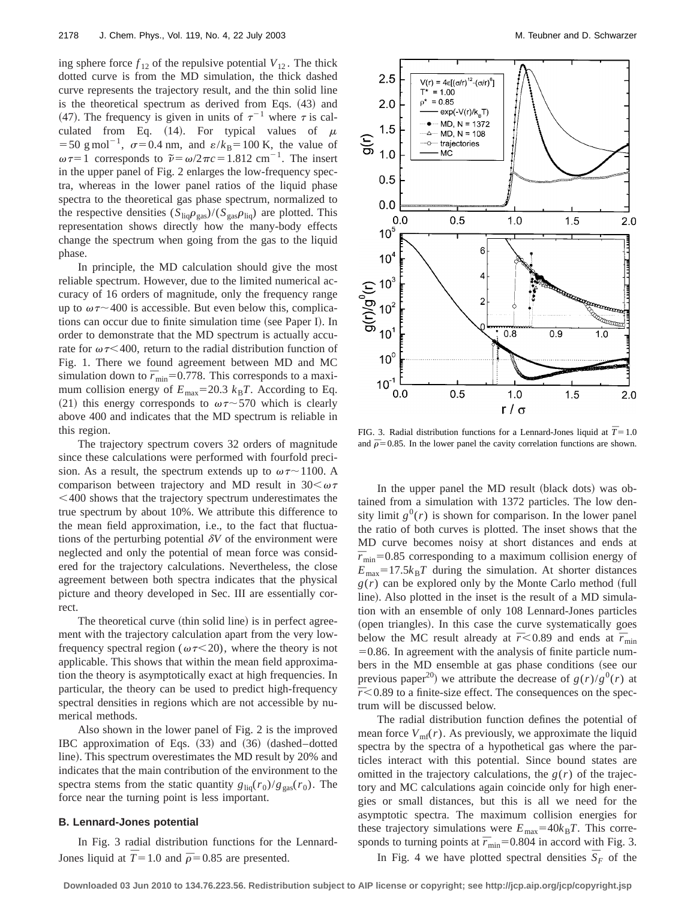ing sphere force $f_{12}$ of the repulsive potential $V_{12}$. The thick dotted curve is from the MD simulation, the thick dashed curve represents the trajectory result, and the thin solid line is the theoretical spectrum as derived from Eqs. (43) and (47). The frequency is given in units of $\tau^{-1}$ where $\tau$ is calculated from Eq. (14). For typical values of $\mu = 50\ \mathrm{g\,mol^{-1}}$, $\sigma = 0.4\ \mathrm{nm}$, and $\varepsilon/k_B = 100\ \mathrm{K}$, the value of $\omega\tau = 1$ corresponds to $\tilde{\nu} = \omega/2\pi c = 1.812\ \mathrm{cm^{-1}}$. The insert in the upper panel of Fig. 2 enlarges the low-frequency spectra, whereas in the lower panel ratios of the liquid phase spectra to the theoretical gas phase spectrum, normalized to the respective densities $(S_{\mathrm{liq}}\rho_{\mathrm{gas}})/(S_{\mathrm{gas}}\rho_{\mathrm{liq}})$ are plotted. This representation shows directly how the many-body effects change the spectrum when going from the gas to the liquid phase.

In principle, the MD calculation should give the most reliable spectrum. However, due to the limited numerical accuracy of 16 orders of magnitude, only the frequency range up to $\omega\tau \sim 400$ is accessible. But even below this, complications can occur due to finite simulation time (see Paper I). In order to demonstrate that the MD spectrum is actually accurate for $\omega\tau < 400$, return to the radial distribution function of Fig. 1. There we found agreement between MD and MC simulation down to $\bar{r}_{\mathrm{min}} = 0.778$. This corresponds to a maximum collision energy of $E_{\mathrm{max}} = 20.3\ k_B T$. According to Eq. (21) this energy corresponds to $\omega\tau \sim 570$ which is clearly above 400 and indicates that the MD spectrum is reliable in this region.

The trajectory spectrum covers 32 orders of magnitude since these calculations were performed with fourfold precision. As a result, the spectrum extends up to $\omega\tau \sim 1100$. A comparison between trajectory and MD result in $30 < \omega\tau < 400$ shows that the trajectory spectrum underestimates the true spectrum by about 10%. We attribute this difference to the mean field approximation, i.e., to the fact that fluctuations of the perturbing potential $\delta V$ of the environment were neglected and only the potential of mean force was considered for the trajectory calculations. Nevertheless, the close agreement between both spectra indicates that the physical picture and theory developed in Sec. III are essentially correct.

The theoretical curve (thin solid line) is in perfect agreement with the trajectory calculation apart from the very low-frequency spectral region ($\omega\tau < 20$), where the theory is not applicable. This shows that within the mean field approximation the theory is asymptotically exact at high frequencies. In particular, the theory can be used to predict high-frequency spectral densities in regions which are not accessible by numerical methods.

Also shown in the lower panel of Fig. 2 is the improved IBC approximation of Eqs. (33) and (36) (dashed–dotted line). This spectrum overestimates the MD result by 20% and indicates that the main contribution of the environment to the spectra stems from the static quantity $g_{\mathrm{liq}}(r_0)/g_{\mathrm{gas}}(r_0)$. The force near the turning point is less important.

### B. Lennard-Jones potential

In Fig. 3 radial distribution functions for the Lennard-Jones liquid at $\bar{T} = 1.0$ and $\bar{\rho} = 0.85$ are presented.

FIG. 3. Radial distribution functions for a Lennard-Jones liquid at $\bar{T} = 1.0$ and $\bar{\rho} = 0.85$. In the lower panel the cavity correlation functions are shown.

In the upper panel the MD result (black dots) was obtained from a simulation with 1372 particles. The low density limit $g^0(r)$ is shown for comparison. In the lower panel the ratio of both curves is plotted. The inset shows that the MD curve becomes noisy at short distances and ends at $\bar{r}_{\mathrm{min}} = 0.85$ corresponding to a maximum collision energy of $E_{\mathrm{max}} = 17.5 k_B T$ during the simulation. At shorter distances $g(r)$ can be explored only by the Monte Carlo method (full line). Also plotted in the inset is the result of a MD simulation with an ensemble of only 108 Lennard-Jones particles (open triangles). In this case the curve systematically goes below the MC result already at $\bar{r} < 0.89$ and ends at $\bar{r}_{\mathrm{min}} = 0.86$. In agreement with the analysis of finite particle numbers in the MD ensemble at gas phase conditions (see our previous paper[20]) we attribute the decrease of $g(r)/g^0(r)$ at $\bar{r} < 0.89$ to a finite-size effect. The consequences on the spectrum will be discussed below.

The radial distribution function defines the potential of mean force $V_{\mathrm{mf}}(r)$. As previously, we approximate the liquid spectra by the spectra of a hypothetical gas where the particles interact with this potential. Since bound states are omitted in the trajectory calculations, the $g(r)$ of the trajectory and MC calculations again coincide only for high energies or small distances, but this is all we need for the asymptotic spectra. The maximum collision energies for these trajectory simulations were $E_{\mathrm{max}} = 40 k_B T$. This corresponds to turning points at $\bar{r}_{\mathrm{min}} = 0.804$ in accord with Fig. 3.

In Fig. 4 we have plotted spectral densities $\bar{S}_F$ of the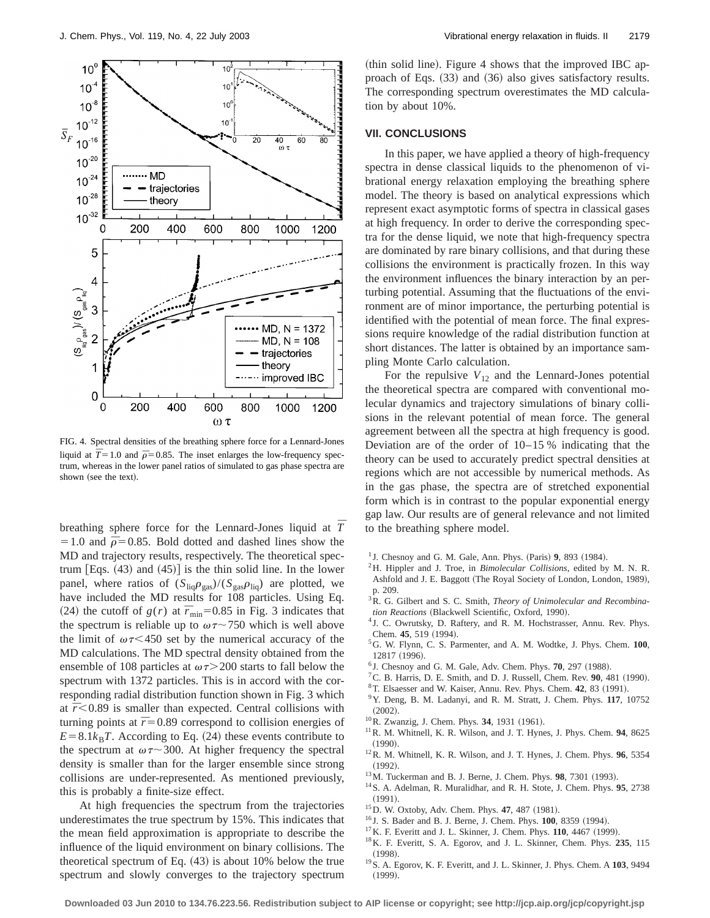FIG. 4. Spectral densities of the breathing sphere force for a Lennard-Jones liquid at $\bar{T}=1.0$ and $\bar{\rho}=0.85$. The inset enlarges the low-frequency spectrum, whereas in the lower panel ratios of simulated to gas phase spectra are shown (see the text).

breathing sphere force for the Lennard-Jones liquid at $\bar{T}=1.0$ and $\bar{\rho}=0.85$. Bold dotted and dashed lines show the MD and trajectory results, respectively. The theoretical spectrum [Eqs. (43) and (45)] is the thin solid line. In the lower panel, where ratios of $(S_{\text{liq}}\rho_{\text{gas}})/(S_{\text{gas}}\rho_{\text{liq}})$ are plotted, we have included the MD results for 108 particles. Using Eq. (24) the cutoff of $g(r)$ at $\bar{r}_{\min}=0.85$ in Fig. 3 indicates that the spectrum is reliable up to $\omega\tau\sim 750$ which is well above the limit of $\omega\tau<450$ set by the numerical accuracy of the MD calculations. The MD spectral density obtained from the ensemble of 108 particles at $\omega\tau>200$ starts to fall below the spectrum with 1372 particles. This is in accord with the corresponding radial distribution function shown in Fig. 3 which at $\bar{r}<0.89$ is smaller than expected. Central collisions with turning points at $\bar{r}=0.89$ correspond to collision energies of $E=8.1k_BT$. According to Eq. (24) these events contribute to the spectrum at $\omega\tau\sim 300$. At higher frequency the spectral density is smaller than for the larger ensemble since strong collisions are under-represented. As mentioned previously, this is probably a finite-size effect.

At high frequencies the spectrum from the trajectories underestimates the true spectrum by 15%. This indicates that the mean field approximation is appropriate to describe the influence of the liquid environment on binary collisions. The theoretical spectrum of Eq. (43) is about 10% below the true spectrum and slowly converges to the trajectory spectrum (thin solid line). Figure 4 shows that the improved IBC approach of Eqs. (33) and (36) also gives satisfactory results. The corresponding spectrum overestimates the MD calculation by about 10%.

## VII. CONCLUSIONS

In this paper, we have applied a theory of high-frequency spectra in dense classical liquids to the phenomenon of vibrational energy relaxation employing the breathing sphere model. The theory is based on analytical expressions which represent exact asymptotic forms of spectra in classical gases at high frequency. In order to derive the corresponding spectra for the dense liquid, we note that high-frequency spectra are dominated by rare binary collisions, and that during these collisions the environment is practically frozen. In this way the environment influences the binary interaction by an perturbing potential. Assuming that the fluctuations of the environment are of minor importance, the perturbing potential is identified with the potential of mean force. The final expressions require knowledge of the radial distribution function at short distances. The latter is obtained by an importance sampling Monte Carlo calculation.

For the repulsive $V_{12}$ and the Lennard-Jones potential the theoretical spectra are compared with conventional molecular dynamics and trajectory simulations of binary collisions in the relevant potential of mean force. The general agreement between all the spectra at high frequency is good. Deviation are of the order of 10–15 % indicating that the theory can be used to accurately predict spectral densities at regions which are not accessible by numerical methods. As in the gas phase, the spectra are of stretched exponential form which is in contrast to the popular exponential energy gap law. Our results are of general relevance and not limited to the breathing sphere model.

[1] J. Chesnoy and G. M. Gale, Ann. Phys. (Paris) **9**, 893 (1984).
[2] H. Hippler and J. Troe, in *Bimolecular Collisions*, edited by M. N. R. Ashfold and J. E. Baggott (The Royal Society of London, London, 1989), p. 209.
[3] R. G. Gilbert and S. C. Smith, *Theory of Unimolecular and Recombination Reactions* (Blackwell Scientific, Oxford, 1990).
[4] J. C. Owrutsky, D. Raftery, and R. M. Hochstrasser, Annu. Rev. Phys. Chem. **45**, 519 (1994).
[5] G. W. Flynn, C. S. Parmenter, and A. M. Wodtke, J. Phys. Chem. **100**, 12817 (1996).
[6] J. Chesnoy and G. M. Gale, Adv. Chem. Phys. **70**, 297 (1988).
[7] C. B. Harris, D. E. Smith, and D. J. Russell, Chem. Rev. **90**, 481 (1990).
[8] T. Elsaesser and W. Kaiser, Annu. Rev. Phys. Chem. **42**, 83 (1991).
[9] Y. Deng, B. M. Ladanyi, and R. M. Stratt, J. Chem. Phys. **117**, 10752 (2002).
[10] R. Zwanzig, J. Chem. Phys. **34**, 1931 (1961).
[11] R. M. Whitnell, K. R. Wilson, and J. T. Hynes, J. Phys. Chem. **94**, 8625 (1990).
[12] R. M. Whitnell, K. R. Wilson, and J. T. Hynes, J. Chem. Phys. **96**, 5354 (1992).
[13] M. Tuckerman and B. J. Berne, J. Chem. Phys. **98**, 7301 (1993).
[14] S. A. Adelman, R. Muralidhar, and R. H. Stote, J. Chem. Phys. **95**, 2738 (1991).
[15] D. W. Oxtoby, Adv. Chem. Phys. **47**, 487 (1981).
[16] J. S. Bader and B. J. Berne, J. Chem. Phys. **100**, 8359 (1994).
[17] K. F. Everitt and J. L. Skinner, J. Chem. Phys. **110**, 4467 (1999).
[18] K. F. Everitt, S. A. Egorov, and J. L. Skinner, Chem. Phys. **235**, 115 (1998).
[19] S. A. Egorov, K. F. Everitt, and J. L. Skinner, J. Phys. Chem. A **103**, 9494 (1999).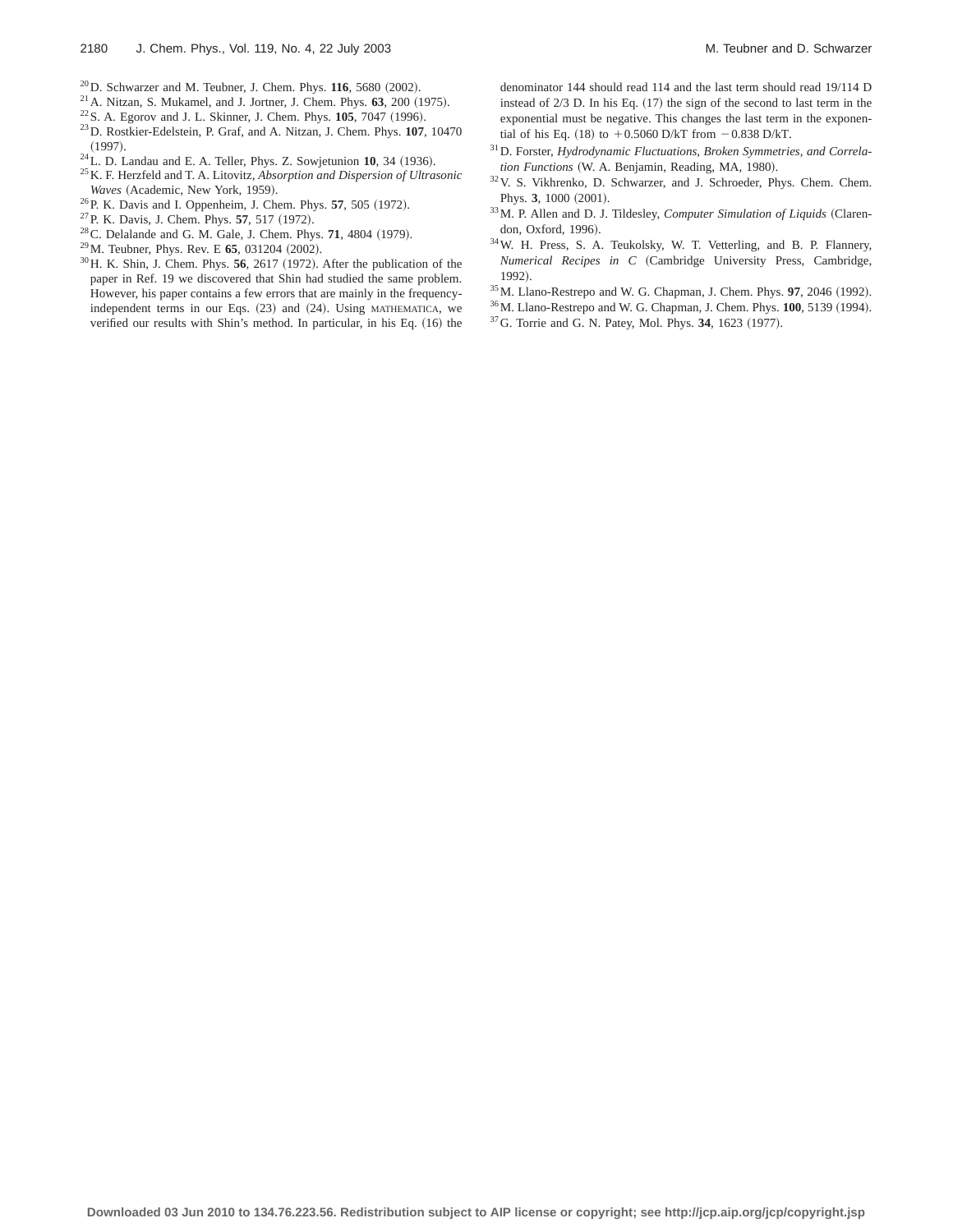[20] D. Schwarzer and M. Teubner, J. Chem. Phys. **116**, 5680 (2002).

[21] A. Nitzan, S. Mukamel, and J. Jortner, J. Chem. Phys. **63**, 200 (1975).

[22] S. A. Egorov and J. L. Skinner, J. Chem. Phys. **105**, 7047 (1996).

[23] D. Rostkier-Edelstein, P. Graf, and A. Nitzan, J. Chem. Phys. **107**, 10470 (1997).

[24] L. D. Landau and E. A. Teller, Phys. Z. Sowjetunion **10**, 34 (1936).

[25] K. F. Herzfeld and T. A. Litovitz, *Absorption and Dispersion of Ultrasonic Waves* (Academic, New York, 1959).

[26] P. K. Davis and I. Oppenheim, J. Chem. Phys. **57**, 505 (1972).

[27] P. K. Davis, J. Chem. Phys. **57**, 517 (1972).

[28] C. Delalande and G. M. Gale, J. Chem. Phys. **71**, 4804 (1979).

[29] M. Teubner, Phys. Rev. E **65**, 031204 (2002).

[30] H. K. Shin, J. Chem. Phys. **56**, 2617 (1972). After the publication of the paper in Ref. 19 we discovered that Shin had studied the same problem. However, his paper contains a few errors that are mainly in the frequency-independent terms in our Eqs. (23) and (24). Using MATHEMATICA, we verified our results with Shin's method. In particular, in his Eq. (16) the denominator 144 should read 114 and the last term should read 19/114 D instead of 2/3 D. In his Eq. (17) the sign of the second to last term in the exponential must be negative. This changes the last term in the exponential of his Eq. (18) to +0.5060 D/kT from −0.838 D/kT.

[31] D. Forster, *Hydrodynamic Fluctuations, Broken Symmetries, and Correlation Functions* (W. A. Benjamin, Reading, MA, 1980).

[32] V. S. Vikhrenko, D. Schwarzer, and J. Schroeder, Phys. Chem. Chem. Phys. **3**, 1000 (2001).

[33] M. P. Allen and D. J. Tildesley, *Computer Simulation of Liquids* (Clarendon, Oxford, 1996).

[34] W. H. Press, S. A. Teukolsky, W. T. Vetterling, and B. P. Flannery, *Numerical Recipes in C* (Cambridge University Press, Cambridge, 1992).

[35] M. Llano-Restrepo and W. G. Chapman, J. Chem. Phys. **97**, 2046 (1992).

[36] M. Llano-Restrepo and W. G. Chapman, J. Chem. Phys. **100**, 5139 (1994).

[37] G. Torrie and G. N. Patey, Mol. Phys. **34**, 1623 (1977).